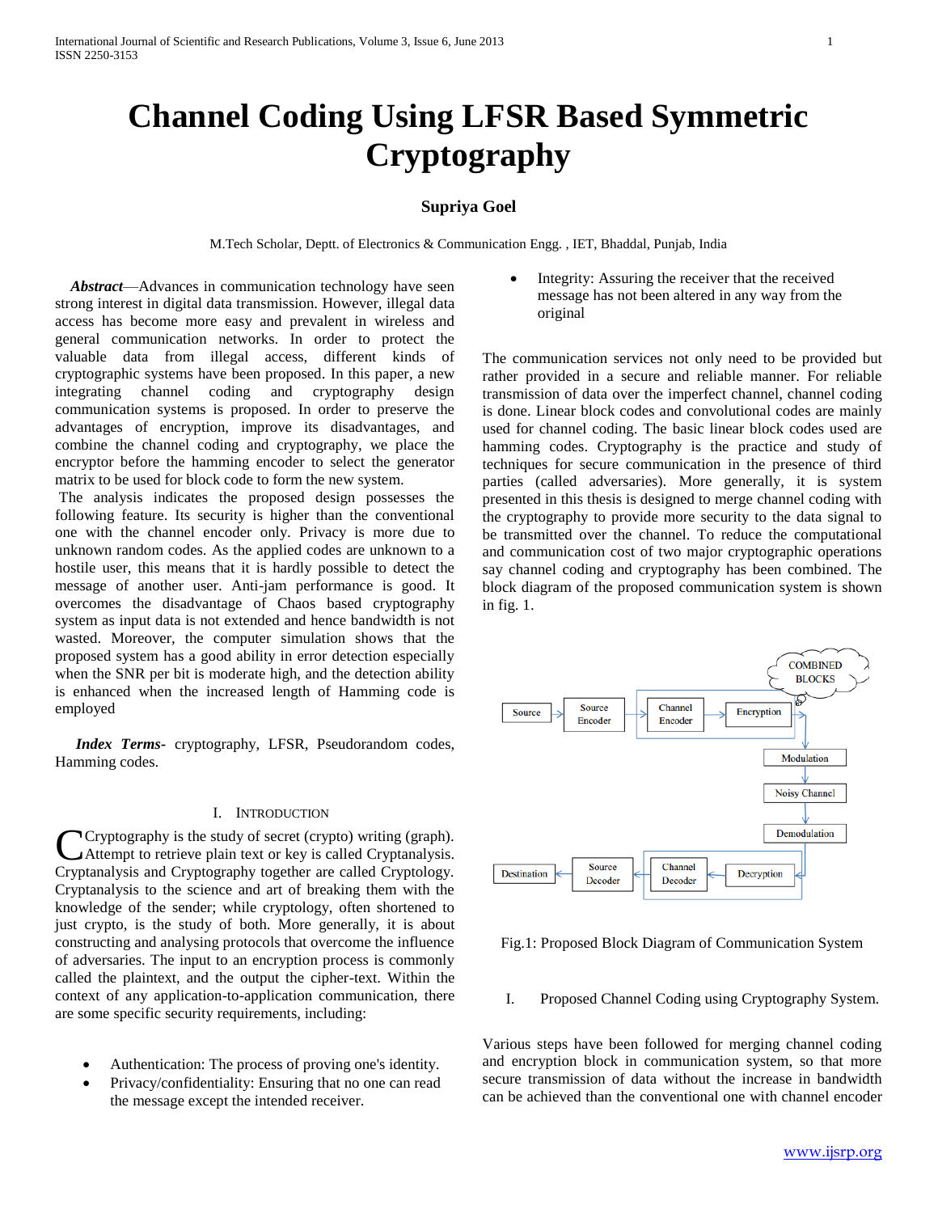# Channel Coding Using LFSR Based Symmetric Cryptography

**Supriya Goel**

M.Tech Scholar, Deptt. of Electronics & Communication Engg. , IET, Bhaddal, Punjab, India

***Abstract***—Advances in communication technology have seen strong interest in digital data transmission. However, illegal data access has become more easy and prevalent in wireless and general communication networks. In order to protect the valuable data from illegal access, different kinds of cryptographic systems have been proposed. In this paper, a new integrating channel coding and cryptography design communication systems is proposed. In order to preserve the advantages of encryption, improve its disadvantages, and combine the channel coding and cryptography, we place the encryptor before the hamming encoder to select the generator matrix to be used for block code to form the new system.

The analysis indicates the proposed design possesses the following feature. Its security is higher than the conventional one with the channel encoder only. Privacy is more due to unknown random codes. As the applied codes are unknown to a hostile user, this means that it is hardly possible to detect the message of another user. Anti-jam performance is good. It overcomes the disadvantage of Chaos based cryptography system as input data is not extended and hence bandwidth is not wasted. Moreover, the computer simulation shows that the proposed system has a good ability in error detection especially when the SNR per bit is moderate high, and the detection ability is enhanced when the increased length of Hamming code is employed

***Index Terms***- cryptography, LFSR, Pseudorandom codes, Hamming codes.

## I. Introduction

Cryptography is the study of secret (crypto) writing (graph). Attempt to retrieve plain text or key is called Cryptanalysis. Cryptanalysis and Cryptography together are called Cryptology. Cryptanalysis to the science and art of breaking them with the knowledge of the sender; while cryptology, often shortened to just crypto, is the study of both. More generally, it is about constructing and analysing protocols that overcome the influence of adversaries. The input to an encryption process is commonly called the plaintext, and the output the cipher-text. Within the context of any application-to-application communication, there are some specific security requirements, including:

- Authentication: The process of proving one's identity.
- Privacy/confidentiality: Ensuring that no one can read the message except the intended receiver.
- Integrity: Assuring the receiver that the received message has not been altered in any way from the original

The communication services not only need to be provided but rather provided in a secure and reliable manner. For reliable transmission of data over the imperfect channel, channel coding is done. Linear block codes and convolutional codes are mainly used for channel coding. The basic linear block codes used are hamming codes. Cryptography is the practice and study of techniques for secure communication in the presence of third parties (called adversaries). More generally, it is system presented in this thesis is designed to merge channel coding with the cryptography to provide more security to the data signal to be transmitted over the channel. To reduce the computational and communication cost of two major cryptographic operations say channel coding and cryptography has been combined. The block diagram of the proposed communication system is shown in fig. 1.

COMBINED BLOCKS

Source → Source Encoder → Channel Encoder → Encryption → Modulation → Noisy Channel → Demodulation → Decryption → Channel Decoder → Source Decoder → Destination

Fig.1: Proposed Block Diagram of Communication System

## I. Proposed Channel Coding using Cryptography System.

Various steps have been followed for merging channel coding and encryption block in communication system, so that more secure transmission of data without the increase in bandwidth can be achieved than the conventional one with channel encoder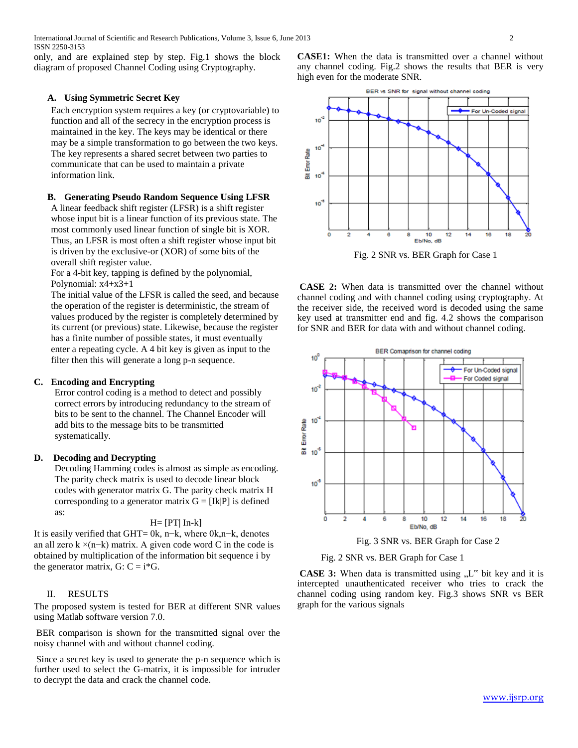only, and are explained step by step. Fig.1 shows the block diagram of proposed Channel Coding using Cryptography.

### A. Using Symmetric Secret Key

Each encryption system requires a key (or cryptovariable) to function and all of the secrecy in the encryption process is maintained in the key. The keys may be identical or there may be a simple transformation to go between the two keys. The key represents a shared secret between two parties to communicate that can be used to maintain a private information link.

### B. Generating Pseudo Random Sequence Using LFSR

A linear feedback shift register (LFSR) is a shift register whose input bit is a linear function of its previous state. The most commonly used linear function of single bit is XOR. Thus, an LFSR is most often a shift register whose input bit is driven by the exclusive-or (XOR) of some bits of the overall shift register value.

For a 4-bit key, tapping is defined by the polynomial,

Polynomial: $x4+x3+1$

The initial value of the LFSR is called the seed, and because the operation of the register is deterministic, the stream of values produced by the register is completely determined by its current (or previous) state. Likewise, because the register has a finite number of possible states, it must eventually enter a repeating cycle. A 4 bit key is given as input to the filter then this will generate a long p-n sequence.

### C. Encoding and Encrypting

Error control coding is a method to detect and possibly correct errors by introducing redundancy to the stream of bits to be sent to the channel. The Channel Encoder will add bits to the message bits to be transmitted systematically.

### D. Decoding and Decrypting

Decoding Hamming codes is almost as simple as encoding. The parity check matrix is used to decode linear block codes with generator matrix G. The parity check matrix H corresponding to a generator matrix $G = [Ik|P]$ is defined as:

$$H= [PT| In-k]$$

It is easily verified that $GHT= 0k, n-k$, where $0k,n-k$, denotes an all zero $k \times (n-k)$ matrix. A given code word C in the code is obtained by multiplication of the information bit sequence i by the generator matrix, G: $C = i*G$.

## II. RESULTS

The proposed system is tested for BER at different SNR values using Matlab software version 7.0.

BER comparison is shown for the transmitted signal over the noisy channel with and without channel coding.

Since a secret key is used to generate the p-n sequence which is further used to select the G-matrix, it is impossible for intruder to decrypt the data and crack the channel code.

**CASE1:** When the data is transmitted over a channel without any channel coding. Fig.2 shows the results that BER is very high even for the moderate SNR.

Fig. 2 SNR vs. BER Graph for Case 1

**CASE 2:** When data is transmitted over the channel without channel coding and with channel coding using cryptography. At the receiver side, the received word is decoded using the same key used at transmitter end and fig. 4.2 shows the comparison for SNR and BER for data with and without channel coding.

Fig. 3 SNR vs. BER Graph for Case 2

Fig. 2 SNR vs. BER Graph for Case 1

**CASE 3:** When data is transmitted using „L" bit key and it is intercepted unauthenticated receiver who tries to crack the channel coding using random key. Fig.3 shows SNR vs BER graph for the various signals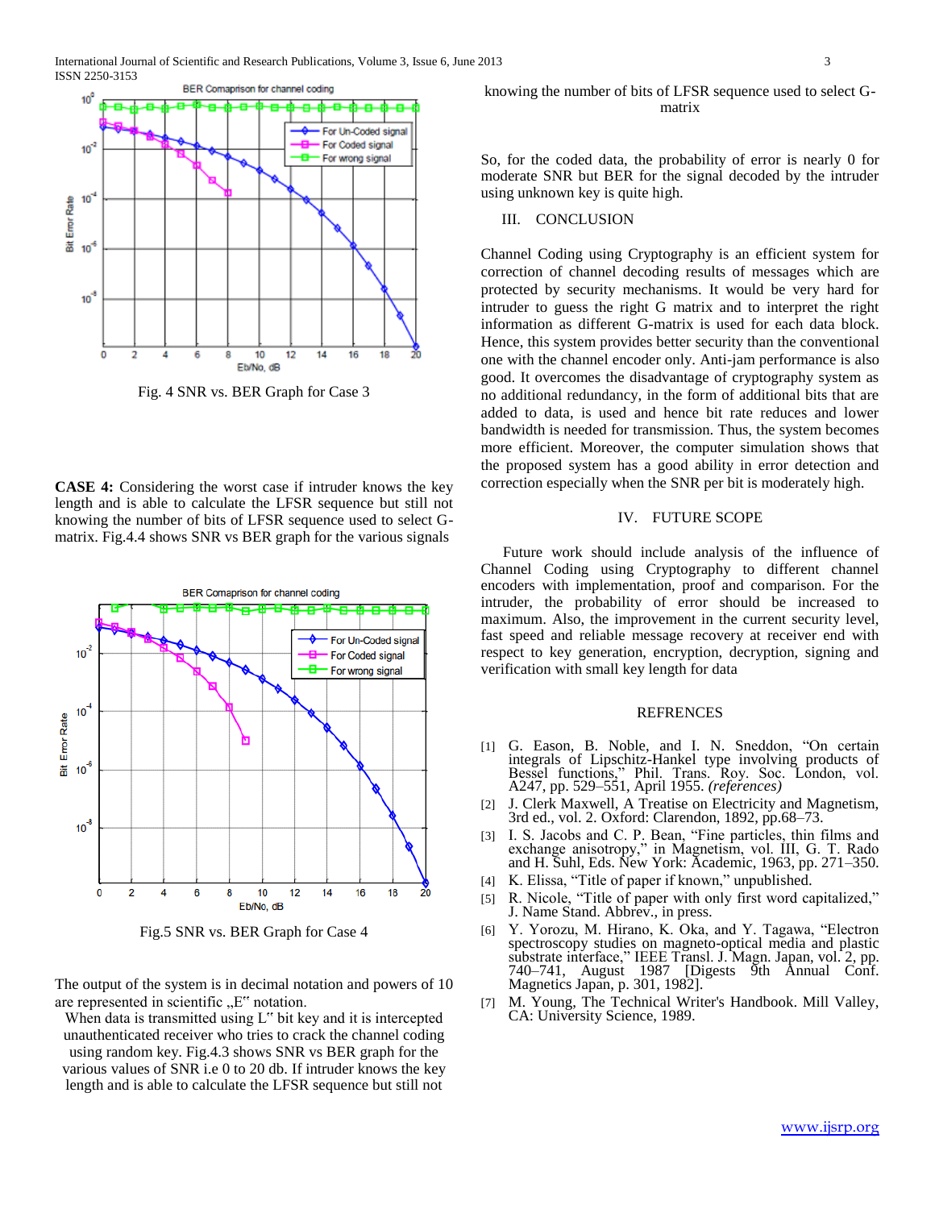BER Comaprison for channel coding

Bit Error Rate

$10^0$

$10^{-2}$

$10^{-4}$

$10^{-6}$

$10^{-8}$

0 2 4 6 8 10 12 14 16 18 20

Eb/No, dB

For Un-Coded signal

For Coded signal

For wrong signal

Fig. 4 SNR vs. BER Graph for Case 3

**CASE 4:** Considering the worst case if intruder knows the key length and is able to calculate the LFSR sequence but still not knowing the number of bits of LFSR sequence used to select G-matrix. Fig.4.4 shows SNR vs BER graph for the various signals

BER Comaprison for channel coding

Bit Error Rate

$10^{-2}$

$10^{-4}$

$10^{-6}$

$10^{-8}$

0 2 4 6 8 10 12 14 16 18 20

Eb/No, dB

For Un-Coded signal

For Coded signal

For wrong signal

Fig.5 SNR vs. BER Graph for Case 4

The output of the system is in decimal notation and powers of 10 are represented in scientific „E" notation.

When data is transmitted using L" bit key and it is intercepted unauthenticated receiver who tries to crack the channel coding using random key. Fig.4.3 shows SNR vs BER graph for the various values of SNR i.e 0 to 20 db. If intruder knows the key length and is able to calculate the LFSR sequence but still not knowing the number of bits of LFSR sequence used to select G-matrix

So, for the coded data, the probability of error is nearly 0 for moderate SNR but BER for the signal decoded by the intruder using unknown key is quite high.

## III. CONCLUSION

Channel Coding using Cryptography is an efficient system for correction of channel decoding results of messages which are protected by security mechanisms. It would be very hard for intruder to guess the right G matrix and to interpret the right information as different G-matrix is used for each data block. Hence, this system provides better security than the conventional one with the channel encoder only. Anti-jam performance is also good. It overcomes the disadvantage of cryptography system as no additional redundancy, in the form of additional bits that are added to data, is used and hence bit rate reduces and lower bandwidth is needed for transmission. Thus, the system becomes more efficient. Moreover, the computer simulation shows that the proposed system has a good ability in error detection and correction especially when the SNR per bit is moderately high.

## IV. FUTURE SCOPE

Future work should include analysis of the influence of Channel Coding using Cryptography to different channel encoders with implementation, proof and comparison. For the intruder, the probability of error should be increased to maximum. Also, the improvement in the current security level, fast speed and reliable message recovery at receiver end with respect to key generation, encryption, decryption, signing and verification with small key length for data

## REFRENCES

[1] G. Eason, B. Noble, and I. N. Sneddon, "On certain integrals of Lipschitz-Hankel type involving products of Bessel functions," Phil. Trans. Roy. Soc. London, vol. A247, pp. 529–551, April 1955. *(references)*

[2] J. Clerk Maxwell, A Treatise on Electricity and Magnetism, 3rd ed., vol. 2. Oxford: Clarendon, 1892, pp.68–73.

[3] I. S. Jacobs and C. P. Bean, "Fine particles, thin films and exchange anisotropy," in Magnetism, vol. III, G. T. Rado and H. Suhl, Eds. New York: Academic, 1963, pp. 271–350.

[4] K. Elissa, "Title of paper if known," unpublished.

[5] R. Nicole, "Title of paper with only first word capitalized," J. Name Stand. Abbrev., in press.

[6] Y. Yorozu, M. Hirano, K. Oka, and Y. Tagawa, "Electron spectroscopy studies on magneto-optical media and plastic substrate interface," IEEE Transl. J. Magn. Japan, vol. 2, pp. 740–741, August 1987 [Digests 9th Annual Conf. Magnetics Japan, p. 301, 1982].

[7] M. Young, The Technical Writer's Handbook. Mill Valley, CA: University Science, 1989.